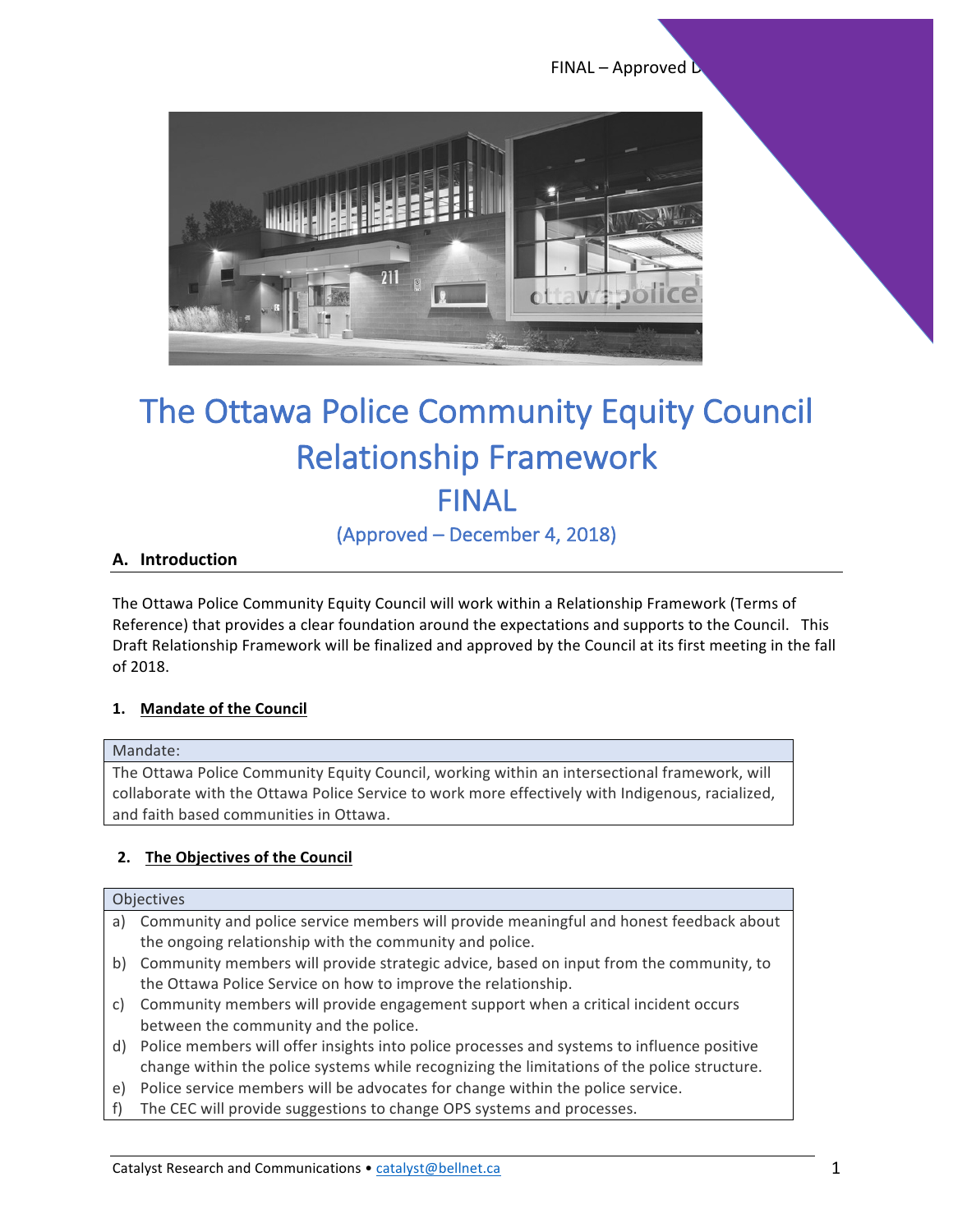# The Ottawa Police Community Equity Council Relationship Framework

## FINAL

### (Approved – December 4, 2018)

## A. Introduction

The Ottawa Police Community Equity Council will work within a Relationship Framework (Terms of Reference) that provides a clear foundation around the expectations and supports to the Council. This Draft Relationship Framework will be finalized and approved by the Council at its first meeting in the fall of 2018.

### 1. Mandate of the Council

| Mandate: |
|---|
| The Ottawa Police Community Equity Council, working within an intersectional framework, will collaborate with the Ottawa Police Service to work more effectively with Indigenous, racialized, and faith based communities in Ottawa. |

### 2. The Objectives of the Council

| Objectives |
|---|
| a) Community and police service members will provide meaningful and honest feedback about the ongoing relationship with the community and police. |
| b) Community members will provide strategic advice, based on input from the community, to the Ottawa Police Service on how to improve the relationship. |
| c) Community members will provide engagement support when a critical incident occurs between the community and the police. |
| d) Police members will offer insights into police processes and systems to influence positive change within the police systems while recognizing the limitations of the police structure. |
| e) Police service members will be advocates for change within the police service. |
| f) The CEC will provide suggestions to change OPS systems and processes. |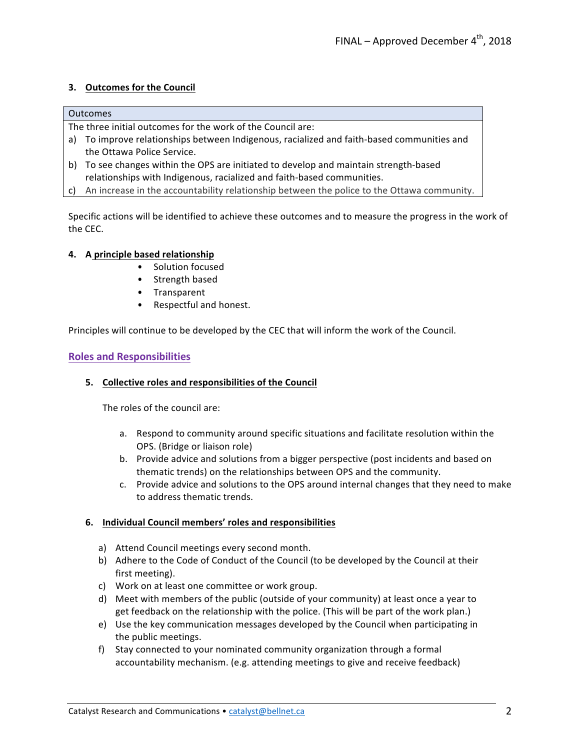### 3. Outcomes for the Council

| Outcomes |
| --- |
| The three initial outcomes for the work of the Council are:<br>a) To improve relationships between Indigenous, racialized and faith-based communities and the Ottawa Police Service.<br>b) To see changes within the OPS are initiated to develop and maintain strength-based relationships with Indigenous, racialized and faith-based communities.<br>c) An increase in the accountability relationship between the police to the Ottawa community. |

Specific actions will be identified to achieve these outcomes and to measure the progress in the work of the CEC.

### 4. A principle based relationship

- Solution focused
- Strength based
- Transparent
- Respectful and honest.

Principles will continue to be developed by the CEC that will inform the work of the Council.

## Roles and Responsibilities

### 5. Collective roles and responsibilities of the Council

The roles of the council are:

a. Respond to community around specific situations and facilitate resolution within the OPS. (Bridge or liaison role)
b. Provide advice and solutions from a bigger perspective (post incidents and based on thematic trends) on the relationships between OPS and the community.
c. Provide advice and solutions to the OPS around internal changes that they need to make to address thematic trends.

### 6. Individual Council members' roles and responsibilities

a) Attend Council meetings every second month.
b) Adhere to the Code of Conduct of the Council (to be developed by the Council at their first meeting).
c) Work on at least one committee or work group.
d) Meet with members of the public (outside of your community) at least once a year to get feedback on the relationship with the police. (This will be part of the work plan.)
e) Use the key communication messages developed by the Council when participating in the public meetings.
f) Stay connected to your nominated community organization through a formal accountability mechanism. (e.g. attending meetings to give and receive feedback)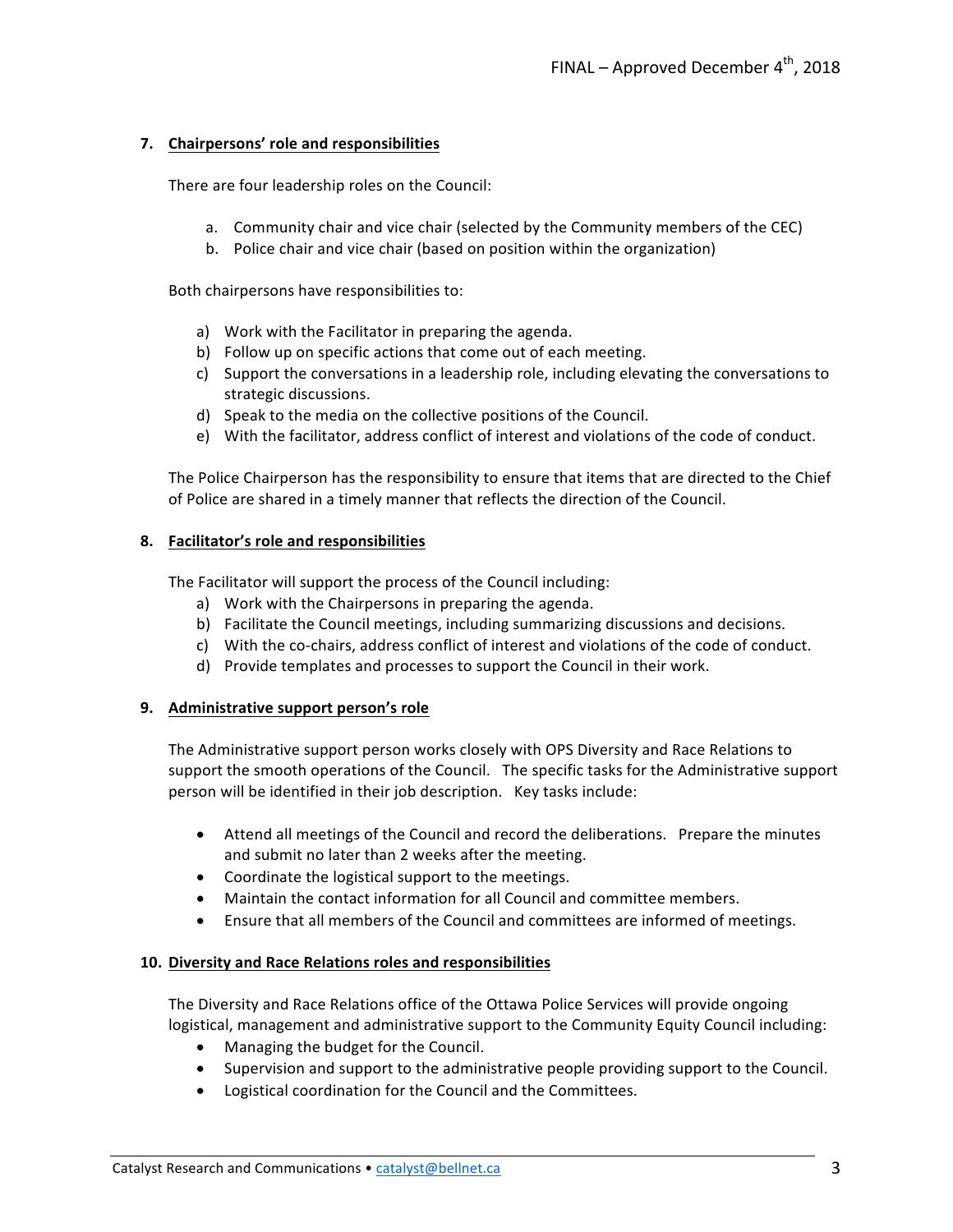## 7. Chairpersons' role and responsibilities

There are four leadership roles on the Council:

a. Community chair and vice chair (selected by the Community members of the CEC)
b. Police chair and vice chair (based on position within the organization)

Both chairpersons have responsibilities to:

a) Work with the Facilitator in preparing the agenda.
b) Follow up on specific actions that come out of each meeting.
c) Support the conversations in a leadership role, including elevating the conversations to strategic discussions.
d) Speak to the media on the collective positions of the Council.
e) With the facilitator, address conflict of interest and violations of the code of conduct.

The Police Chairperson has the responsibility to ensure that items that are directed to the Chief of Police are shared in a timely manner that reflects the direction of the Council.

## 8. Facilitator's role and responsibilities

The Facilitator will support the process of the Council including:

a) Work with the Chairpersons in preparing the agenda.
b) Facilitate the Council meetings, including summarizing discussions and decisions.
c) With the co-chairs, address conflict of interest and violations of the code of conduct.
d) Provide templates and processes to support the Council in their work.

## 9. Administrative support person's role

The Administrative support person works closely with OPS Diversity and Race Relations to support the smooth operations of the Council. The specific tasks for the Administrative support person will be identified in their job description. Key tasks include:

- Attend all meetings of the Council and record the deliberations. Prepare the minutes and submit no later than 2 weeks after the meeting.
- Coordinate the logistical support to the meetings.
- Maintain the contact information for all Council and committee members.
- Ensure that all members of the Council and committees are informed of meetings.

## 10. Diversity and Race Relations roles and responsibilities

The Diversity and Race Relations office of the Ottawa Police Services will provide ongoing logistical, management and administrative support to the Community Equity Council including:

- Managing the budget for the Council.
- Supervision and support to the administrative people providing support to the Council.
- Logistical coordination for the Council and the Committees.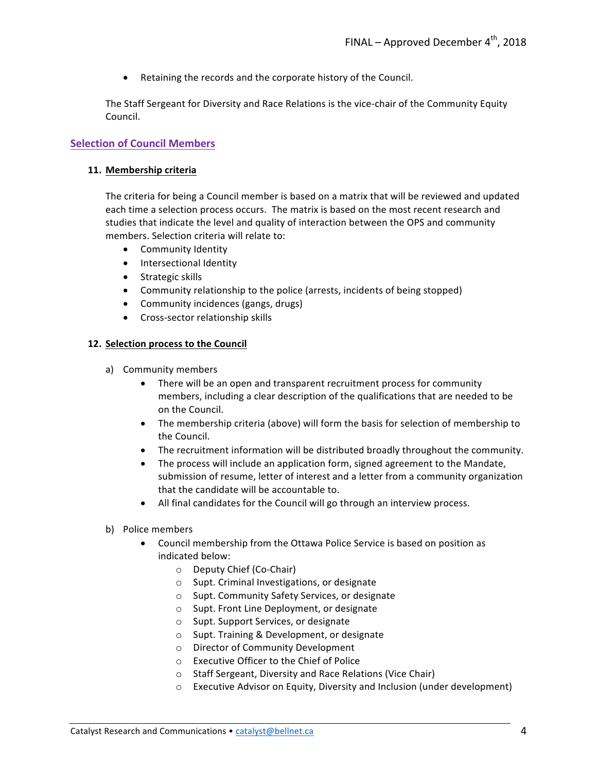- Retaining the records and the corporate history of the Council.

The Staff Sergeant for Diversity and Race Relations is the vice-chair of the Community Equity Council.

## Selection of Council Members

### 11. Membership criteria

The criteria for being a Council member is based on a matrix that will be reviewed and updated each time a selection process occurs. The matrix is based on the most recent research and studies that indicate the level and quality of interaction between the OPS and community members. Selection criteria will relate to:

- Community Identity
- Intersectional Identity
- Strategic skills
- Community relationship to the police (arrests, incidents of being stopped)
- Community incidences (gangs, drugs)
- Cross-sector relationship skills

### 12. Selection process to the Council

a) Community members

- There will be an open and transparent recruitment process for community members, including a clear description of the qualifications that are needed to be on the Council.
- The membership criteria (above) will form the basis for selection of membership to the Council.
- The recruitment information will be distributed broadly throughout the community.
- The process will include an application form, signed agreement to the Mandate, submission of resume, letter of interest and a letter from a community organization that the candidate will be accountable to.
- All final candidates for the Council will go through an interview process.

b) Police members

- Council membership from the Ottawa Police Service is based on position as indicated below:
  - Deputy Chief (Co-Chair)
  - Supt. Criminal Investigations, or designate
  - Supt. Community Safety Services, or designate
  - Supt. Front Line Deployment, or designate
  - Supt. Support Services, or designate
  - Supt. Training & Development, or designate
  - Director of Community Development
  - Executive Officer to the Chief of Police
  - Staff Sergeant, Diversity and Race Relations (Vice Chair)
  - Executive Advisor on Equity, Diversity and Inclusion (under development)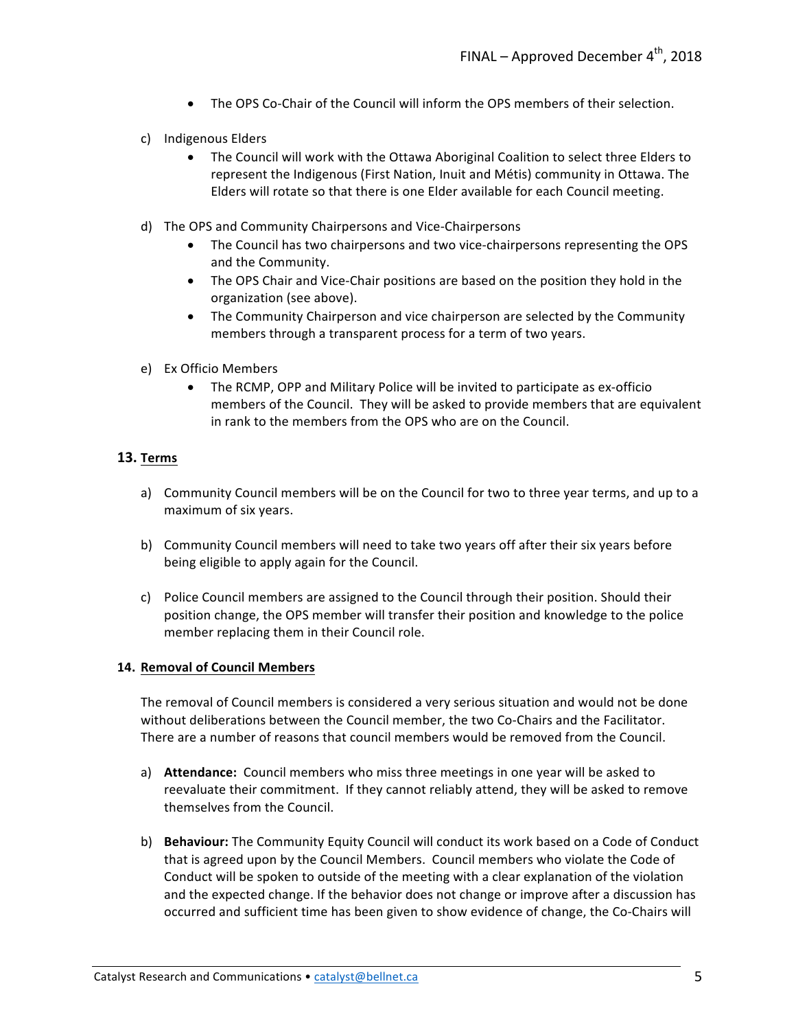- The OPS Co-Chair of the Council will inform the OPS members of their selection.

c) Indigenous Elders
   - The Council will work with the Ottawa Aboriginal Coalition to select three Elders to represent the Indigenous (First Nation, Inuit and Métis) community in Ottawa. The Elders will rotate so that there is one Elder available for each Council meeting.

d) The OPS and Community Chairpersons and Vice-Chairpersons
   - The Council has two chairpersons and two vice-chairpersons representing the OPS and the Community.
   - The OPS Chair and Vice-Chair positions are based on the position they hold in the organization (see above).
   - The Community Chairperson and vice chairperson are selected by the Community members through a transparent process for a term of two years.

e) Ex Officio Members
   - The RCMP, OPP and Military Police will be invited to participate as ex-officio members of the Council. They will be asked to provide members that are equivalent in rank to the members from the OPS who are on the Council.

## 13. Terms

a) Community Council members will be on the Council for two to three year terms, and up to a maximum of six years.

b) Community Council members will need to take two years off after their six years before being eligible to apply again for the Council.

c) Police Council members are assigned to the Council through their position. Should their position change, the OPS member will transfer their position and knowledge to the police member replacing them in their Council role.

## 14. Removal of Council Members

The removal of Council members is considered a very serious situation and would not be done without deliberations between the Council member, the two Co-Chairs and the Facilitator. There are a number of reasons that council members would be removed from the Council.

a) **Attendance:** Council members who miss three meetings in one year will be asked to reevaluate their commitment. If they cannot reliably attend, they will be asked to remove themselves from the Council.

b) **Behaviour:** The Community Equity Council will conduct its work based on a Code of Conduct that is agreed upon by the Council Members. Council members who violate the Code of Conduct will be spoken to outside of the meeting with a clear explanation of the violation and the expected change. If the behavior does not change or improve after a discussion has occurred and sufficient time has been given to show evidence of change, the Co-Chairs will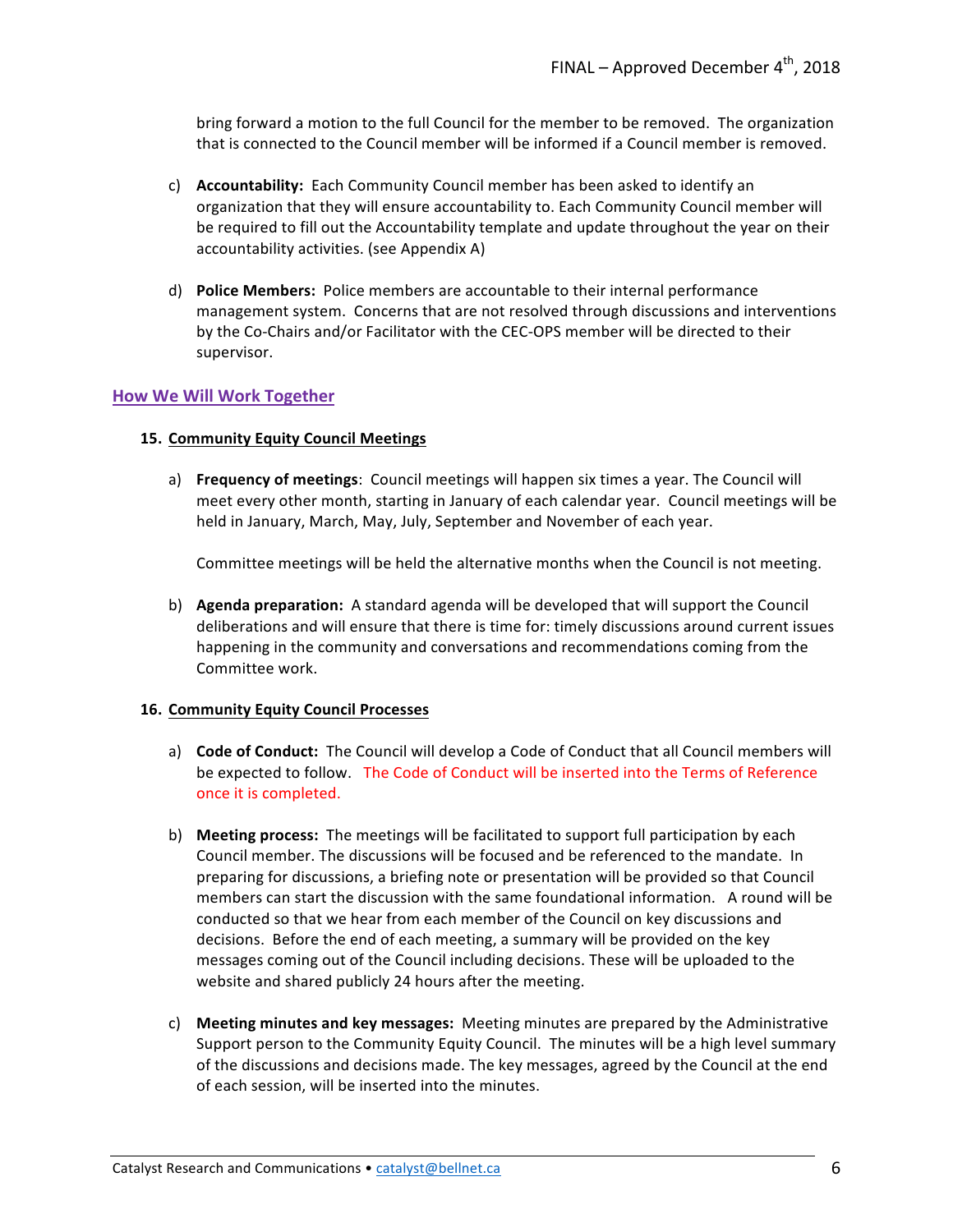bring forward a motion to the full Council for the member to be removed. The organization that is connected to the Council member will be informed if a Council member is removed.

c) **Accountability:** Each Community Council member has been asked to identify an organization that they will ensure accountability to. Each Community Council member will be required to fill out the Accountability template and update throughout the year on their accountability activities. (see Appendix A)

d) **Police Members:** Police members are accountable to their internal performance management system. Concerns that are not resolved through discussions and interventions by the Co-Chairs and/or Facilitator with the CEC-OPS member will be directed to their supervisor.

## How We Will Work Together

### 15. Community Equity Council Meetings

a) **Frequency of meetings**: Council meetings will happen six times a year. The Council will meet every other month, starting in January of each calendar year. Council meetings will be held in January, March, May, July, September and November of each year.

Committee meetings will be held the alternative months when the Council is not meeting.

b) **Agenda preparation:** A standard agenda will be developed that will support the Council deliberations and will ensure that there is time for: timely discussions around current issues happening in the community and conversations and recommendations coming from the Committee work.

### 16. Community Equity Council Processes

a) **Code of Conduct:** The Council will develop a Code of Conduct that all Council members will be expected to follow. The Code of Conduct will be inserted into the Terms of Reference once it is completed.

b) **Meeting process:** The meetings will be facilitated to support full participation by each Council member. The discussions will be focused and be referenced to the mandate. In preparing for discussions, a briefing note or presentation will be provided so that Council members can start the discussion with the same foundational information. A round will be conducted so that we hear from each member of the Council on key discussions and decisions. Before the end of each meeting, a summary will be provided on the key messages coming out of the Council including decisions. These will be uploaded to the website and shared publicly 24 hours after the meeting.

c) **Meeting minutes and key messages:** Meeting minutes are prepared by the Administrative Support person to the Community Equity Council. The minutes will be a high level summary of the discussions and decisions made. The key messages, agreed by the Council at the end of each session, will be inserted into the minutes.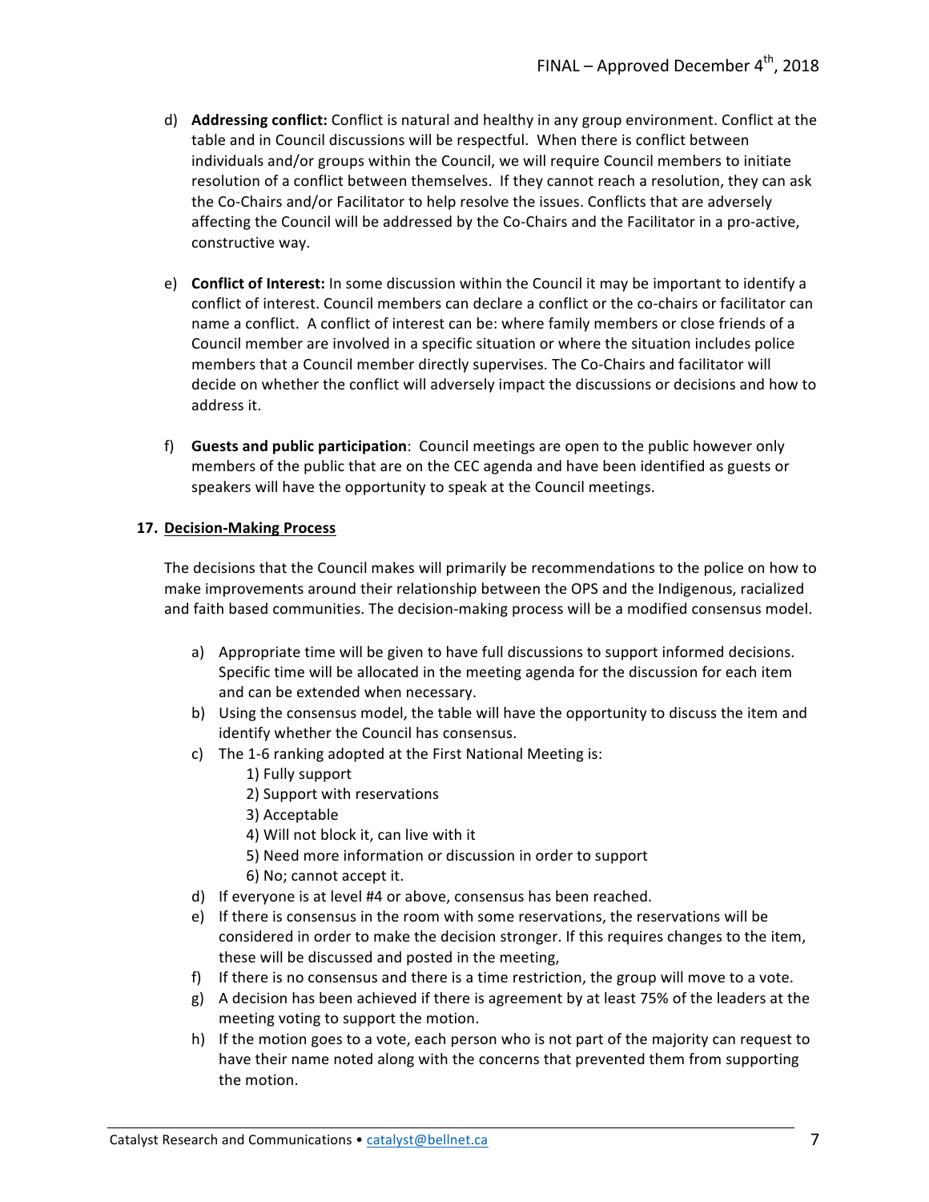d) **Addressing conflict:** Conflict is natural and healthy in any group environment. Conflict at the table and in Council discussions will be respectful. When there is conflict between individuals and/or groups within the Council, we will require Council members to initiate resolution of a conflict between themselves. If they cannot reach a resolution, they can ask the Co-Chairs and/or Facilitator to help resolve the issues. Conflicts that are adversely affecting the Council will be addressed by the Co-Chairs and the Facilitator in a pro-active, constructive way.

e) **Conflict of Interest:** In some discussion within the Council it may be important to identify a conflict of interest. Council members can declare a conflict or the co-chairs or facilitator can name a conflict. A conflict of interest can be: where family members or close friends of a Council member are involved in a specific situation or where the situation includes police members that a Council member directly supervises. The Co-Chairs and facilitator will decide on whether the conflict will adversely impact the discussions or decisions and how to address it.

f) **Guests and public participation**: Council meetings are open to the public however only members of the public that are on the CEC agenda and have been identified as guests or speakers will have the opportunity to speak at the Council meetings.

**17. <u>Decision-Making Process</u>**

The decisions that the Council makes will primarily be recommendations to the police on how to make improvements around their relationship between the OPS and the Indigenous, racialized and faith based communities. The decision-making process will be a modified consensus model.

a) Appropriate time will be given to have full discussions to support informed decisions. Specific time will be allocated in the meeting agenda for the discussion for each item and can be extended when necessary.

b) Using the consensus model, the table will have the opportunity to discuss the item and identify whether the Council has consensus.

c) The 1-6 ranking adopted at the First National Meeting is:
   1) Fully support
   2) Support with reservations
   3) Acceptable
   4) Will not block it, can live with it
   5) Need more information or discussion in order to support
   6) No; cannot accept it.

d) If everyone is at level #4 or above, consensus has been reached.

e) If there is consensus in the room with some reservations, the reservations will be considered in order to make the decision stronger. If this requires changes to the item, these will be discussed and posted in the meeting,

f) If there is no consensus and there is a time restriction, the group will move to a vote.

g) A decision has been achieved if there is agreement by at least 75% of the leaders at the meeting voting to support the motion.

h) If the motion goes to a vote, each person who is not part of the majority can request to have their name noted along with the concerns that prevented them from supporting the motion.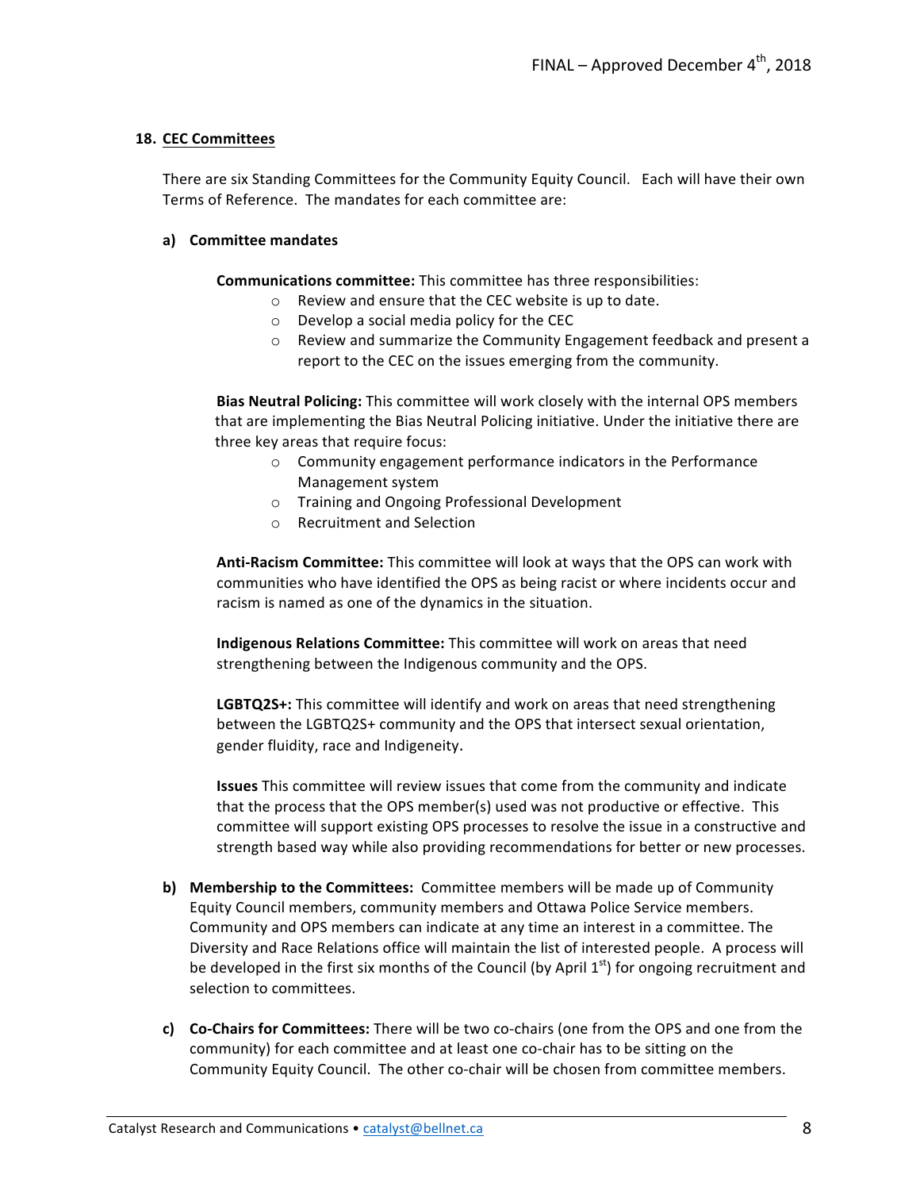## 18. CEC Committees

There are six Standing Committees for the Community Equity Council. Each will have their own Terms of Reference. The mandates for each committee are:

### a) Committee mandates

**Communications committee:** This committee has three responsibilities:

- Review and ensure that the CEC website is up to date.
- Develop a social media policy for the CEC
- Review and summarize the Community Engagement feedback and present a report to the CEC on the issues emerging from the community.

**Bias Neutral Policing:** This committee will work closely with the internal OPS members that are implementing the Bias Neutral Policing initiative. Under the initiative there are three key areas that require focus:

- Community engagement performance indicators in the Performance Management system
- Training and Ongoing Professional Development
- Recruitment and Selection

**Anti-Racism Committee:** This committee will look at ways that the OPS can work with communities who have identified the OPS as being racist or where incidents occur and racism is named as one of the dynamics in the situation.

**Indigenous Relations Committee:** This committee will work on areas that need strengthening between the Indigenous community and the OPS.

**LGBTQ2S+:** This committee will identify and work on areas that need strengthening between the LGBTQ2S+ community and the OPS that intersect sexual orientation, gender fluidity, race and Indigeneity.

**Issues** This committee will review issues that come from the community and indicate that the process that the OPS member(s) used was not productive or effective. This committee will support existing OPS processes to resolve the issue in a constructive and strength based way while also providing recommendations for better or new processes.

**b) Membership to the Committees:** Committee members will be made up of Community Equity Council members, community members and Ottawa Police Service members. Community and OPS members can indicate at any time an interest in a committee. The Diversity and Race Relations office will maintain the list of interested people. A process will be developed in the first six months of the Council (by April 1st) for ongoing recruitment and selection to committees.

**c) Co-Chairs for Committees:** There will be two co-chairs (one from the OPS and one from the community) for each committee and at least one co-chair has to be sitting on the Community Equity Council. The other co-chair will be chosen from committee members.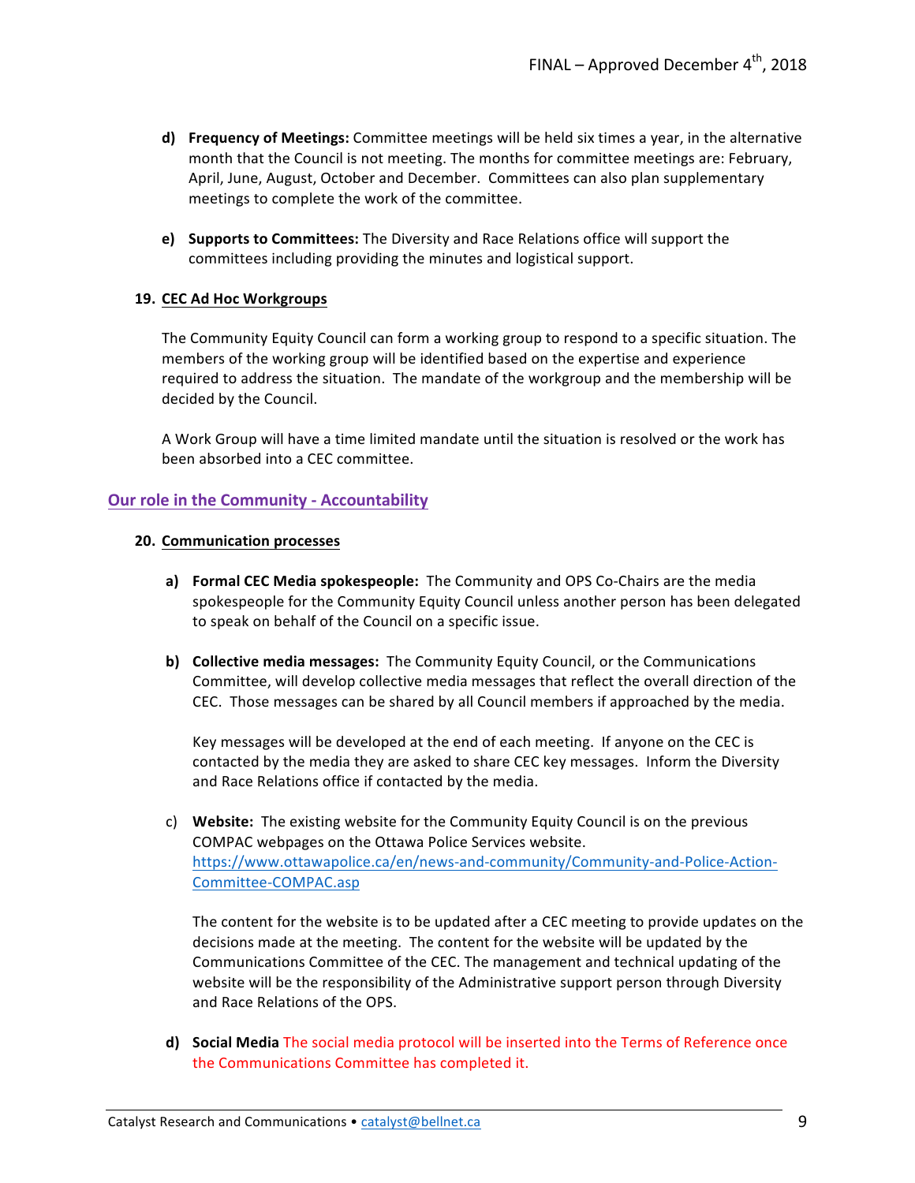d) **Frequency of Meetings:** Committee meetings will be held six times a year, in the alternative month that the Council is not meeting. The months for committee meetings are: February, April, June, August, October and December. Committees can also plan supplementary meetings to complete the work of the committee.

e) **Supports to Committees:** The Diversity and Race Relations office will support the committees including providing the minutes and logistical support.

### 19. CEC Ad Hoc Workgroups

The Community Equity Council can form a working group to respond to a specific situation. The members of the working group will be identified based on the expertise and experience required to address the situation. The mandate of the workgroup and the membership will be decided by the Council.

A Work Group will have a time limited mandate until the situation is resolved or the work has been absorbed into a CEC committee.

## Our role in the Community - Accountability

### 20. Communication processes

a) **Formal CEC Media spokespeople:** The Community and OPS Co-Chairs are the media spokespeople for the Community Equity Council unless another person has been delegated to speak on behalf of the Council on a specific issue.

b) **Collective media messages:** The Community Equity Council, or the Communications Committee, will develop collective media messages that reflect the overall direction of the CEC. Those messages can be shared by all Council members if approached by the media.

Key messages will be developed at the end of each meeting. If anyone on the CEC is contacted by the media they are asked to share CEC key messages. Inform the Diversity and Race Relations office if contacted by the media.

c) **Website:** The existing website for the Community Equity Council is on the previous COMPAC webpages on the Ottawa Police Services website. https://www.ottawapolice.ca/en/news-and-community/Community-and-Police-Action-Committee-COMPAC.asp

The content for the website is to be updated after a CEC meeting to provide updates on the decisions made at the meeting. The content for the website will be updated by the Communications Committee of the CEC. The management and technical updating of the website will be the responsibility of the Administrative support person through Diversity and Race Relations of the OPS.

d) **Social Media** The social media protocol will be inserted into the Terms of Reference once the Communications Committee has completed it.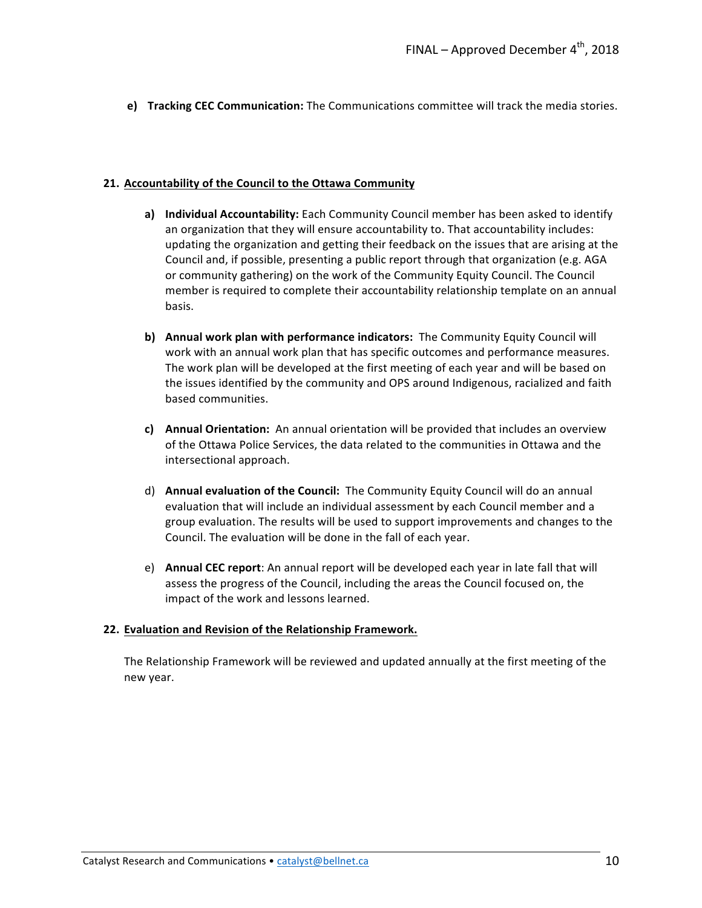**e) Tracking CEC Communication:** The Communications committee will track the media stories.

## 21. Accountability of the Council to the Ottawa Community

**a) Individual Accountability:** Each Community Council member has been asked to identify an organization that they will ensure accountability to. That accountability includes: updating the organization and getting their feedback on the issues that are arising at the Council and, if possible, presenting a public report through that organization (e.g. AGA or community gathering) on the work of the Community Equity Council. The Council member is required to complete their accountability relationship template on an annual basis.

**b) Annual work plan with performance indicators:** The Community Equity Council will work with an annual work plan that has specific outcomes and performance measures. The work plan will be developed at the first meeting of each year and will be based on the issues identified by the community and OPS around Indigenous, racialized and faith based communities.

**c) Annual Orientation:** An annual orientation will be provided that includes an overview of the Ottawa Police Services, the data related to the communities in Ottawa and the intersectional approach.

d) **Annual evaluation of the Council:** The Community Equity Council will do an annual evaluation that will include an individual assessment by each Council member and a group evaluation. The results will be used to support improvements and changes to the Council. The evaluation will be done in the fall of each year.

e) **Annual CEC report**: An annual report will be developed each year in late fall that will assess the progress of the Council, including the areas the Council focused on, the impact of the work and lessons learned.

## 22. Evaluation and Revision of the Relationship Framework.

The Relationship Framework will be reviewed and updated annually at the first meeting of the new year.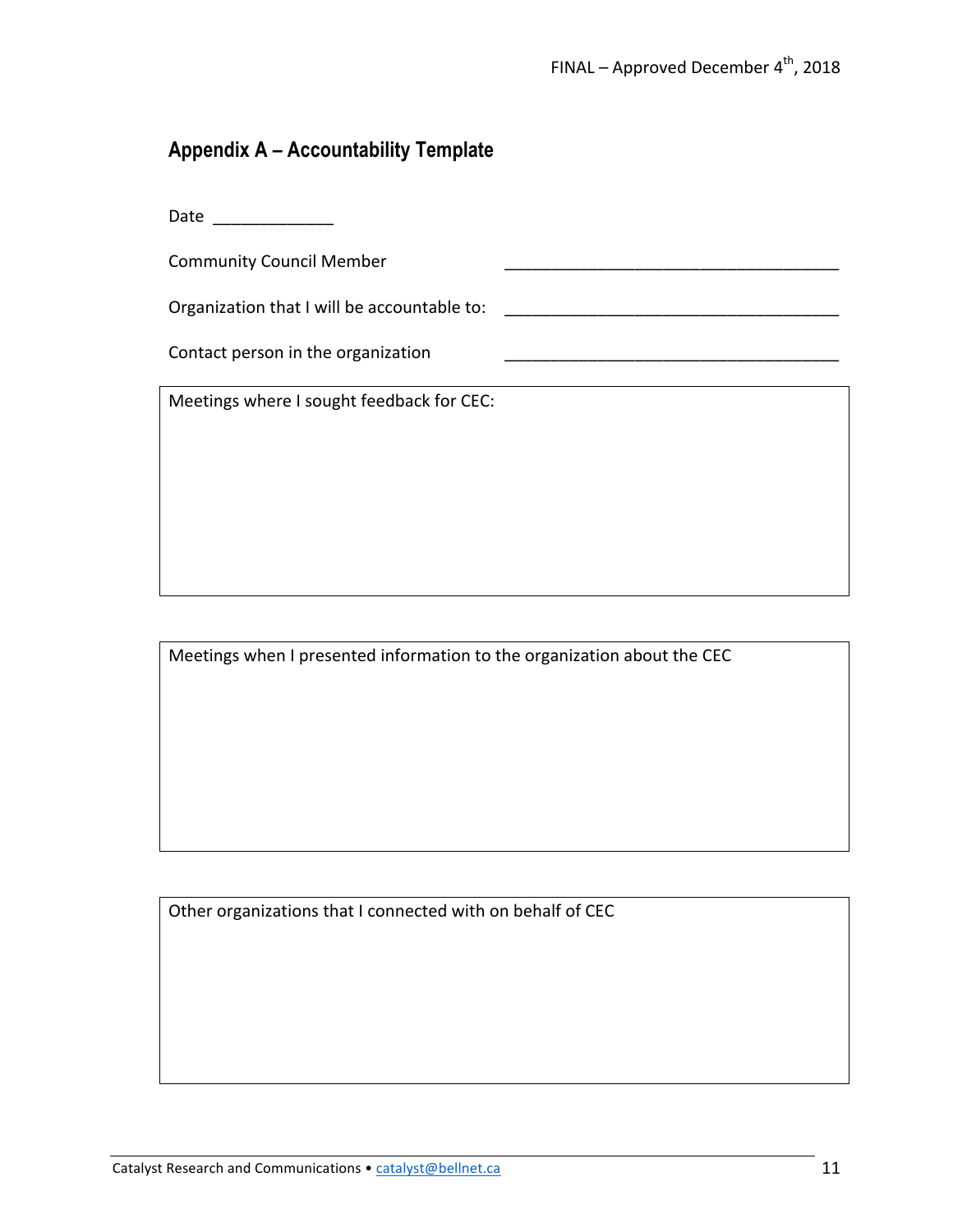FINAL – Approved December 4th, 2018

## Appendix A – Accountability Template

Date _____________

Community Council Member _____________________________________

Organization that I will be accountable to: _____________________________________

Contact person in the organization _____________________________________

| Meetings where I sought feedback for CEC: |
|---|
| |

| Meetings when I presented information to the organization about the CEC |
|---|
| |

| Other organizations that I connected with on behalf of CEC |
|---|
| |

Catalyst Research and Communications • catalyst@bellnet.ca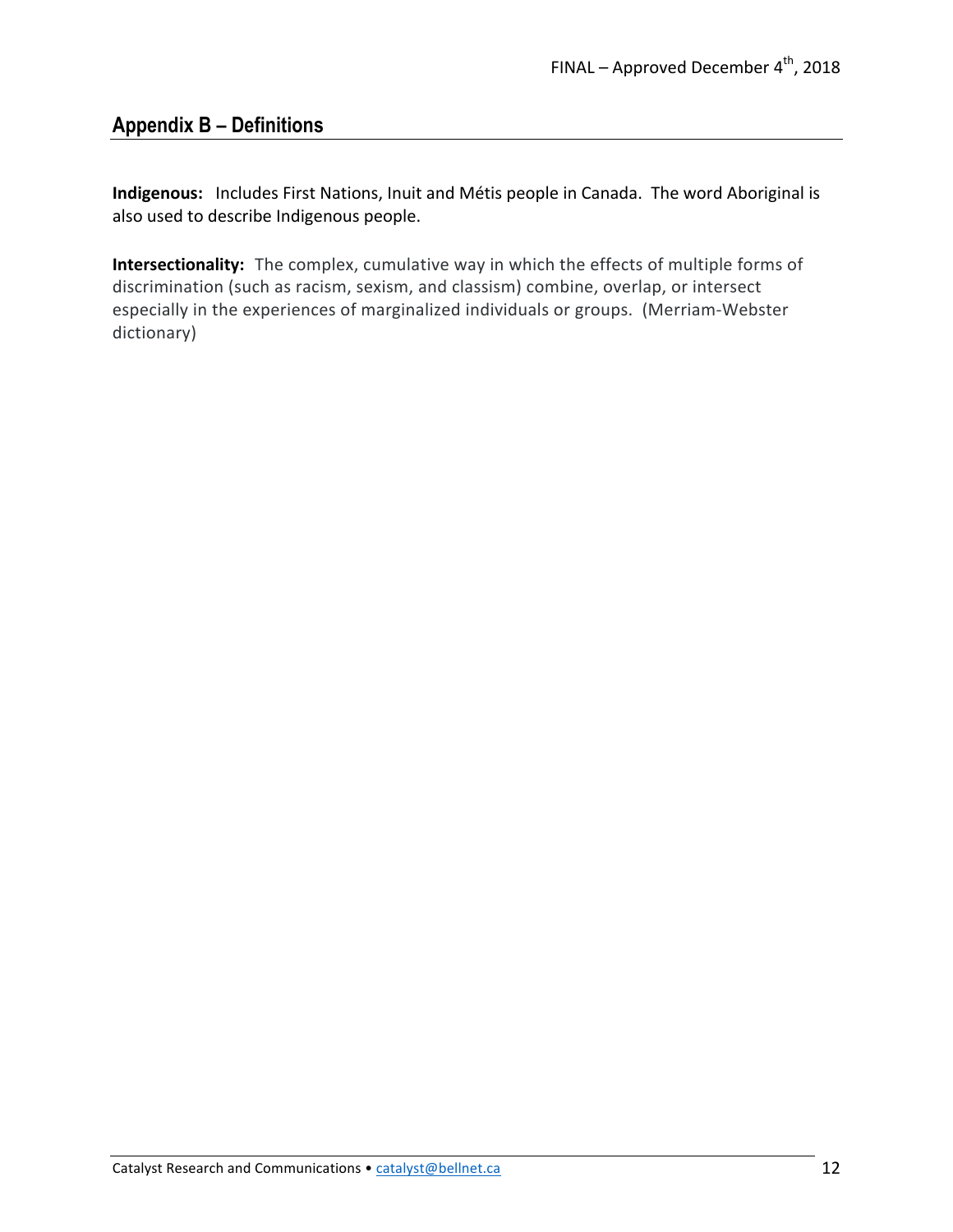## Appendix B – Definitions

**Indigenous:** Includes First Nations, Inuit and Métis people in Canada. The word Aboriginal is also used to describe Indigenous people.

**Intersectionality:** The complex, cumulative way in which the effects of multiple forms of discrimination (such as racism, sexism, and classism) combine, overlap, or intersect especially in the experiences of marginalized individuals or groups. (Merriam-Webster dictionary)